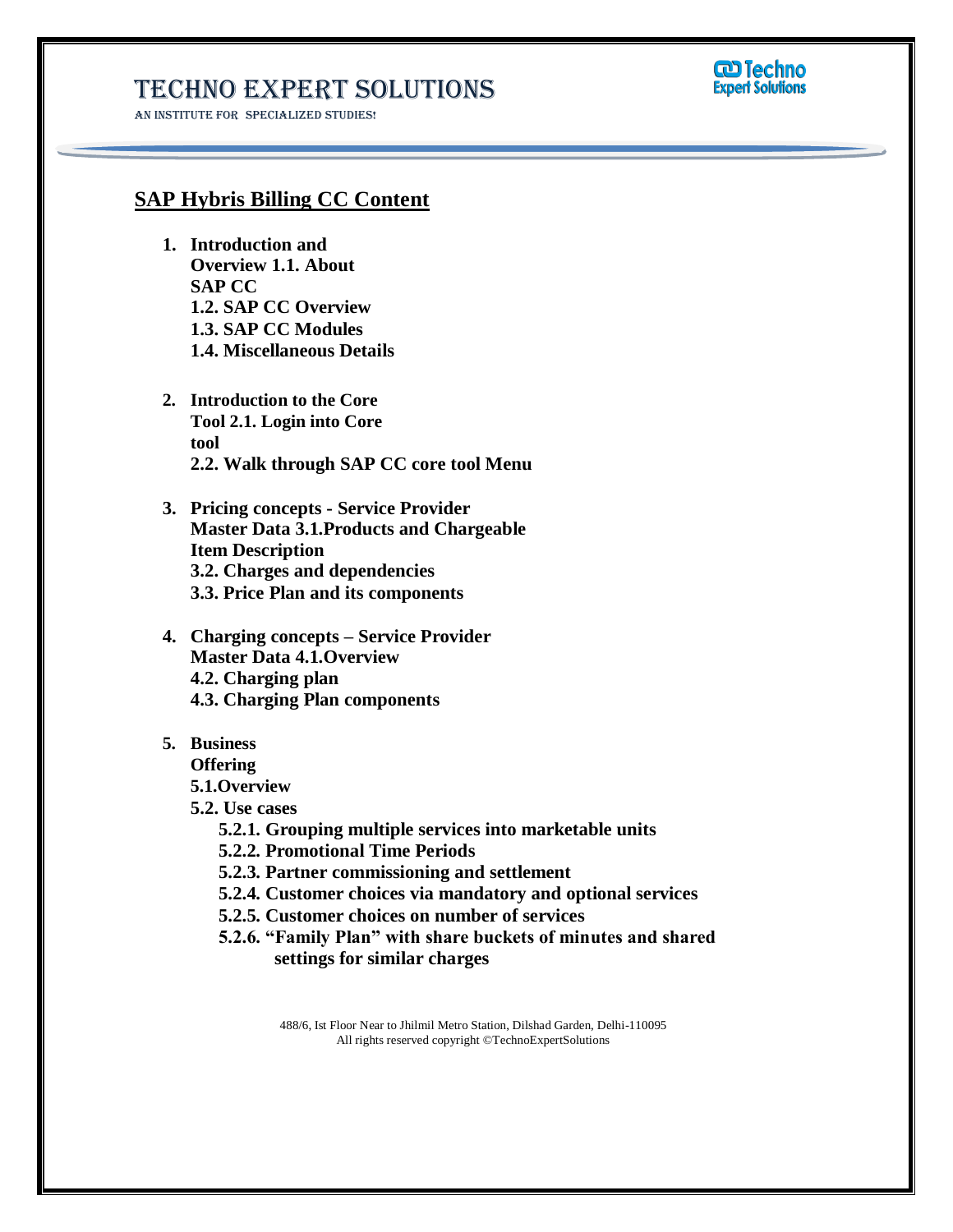# TECHNO EXPERT SOLUTIONS

AN INSTITUTE FOR SPECIALIZED STUDIES!

## SAP Hybris Billing CC Content

1. **Introduction and Overview**
   - **1.1. About SAP CC**
   - **1.2. SAP CC Overview**
   - **1.3. SAP CC Modules**
   - **1.4. Miscellaneous Details**

2. **Introduction to the Core Tool**
   - **2.1. Login into Core tool**
   - **2.2. Walk through SAP CC core tool Menu**

3. **Pricing concepts - Service Provider Master Data**
   - **3.1.Products and Chargeable Item Description**
   - **3.2. Charges and dependencies**
   - **3.3. Price Plan and its components**

4. **Charging concepts – Service Provider Master Data**
   - **4.1.Overview**
   - **4.2. Charging plan**
   - **4.3. Charging Plan components**

5. **Business Offering**
   - **5.1.Overview**
   - **5.2. Use cases**
     - **5.2.1. Grouping multiple services into marketable units**
     - **5.2.2. Promotional Time Periods**
     - **5.2.3. Partner commissioning and settlement**
     - **5.2.4. Customer choices via mandatory and optional services**
     - **5.2.5. Customer choices on number of services**
     - **5.2.6. "Family Plan" with share buckets of minutes and shared settings for similar charges**

488/6, Ist Floor Near to Jhilmil Metro Station, Dilshad Garden, Delhi-110095
All rights reserved copyright ©TechnoExpertSolutions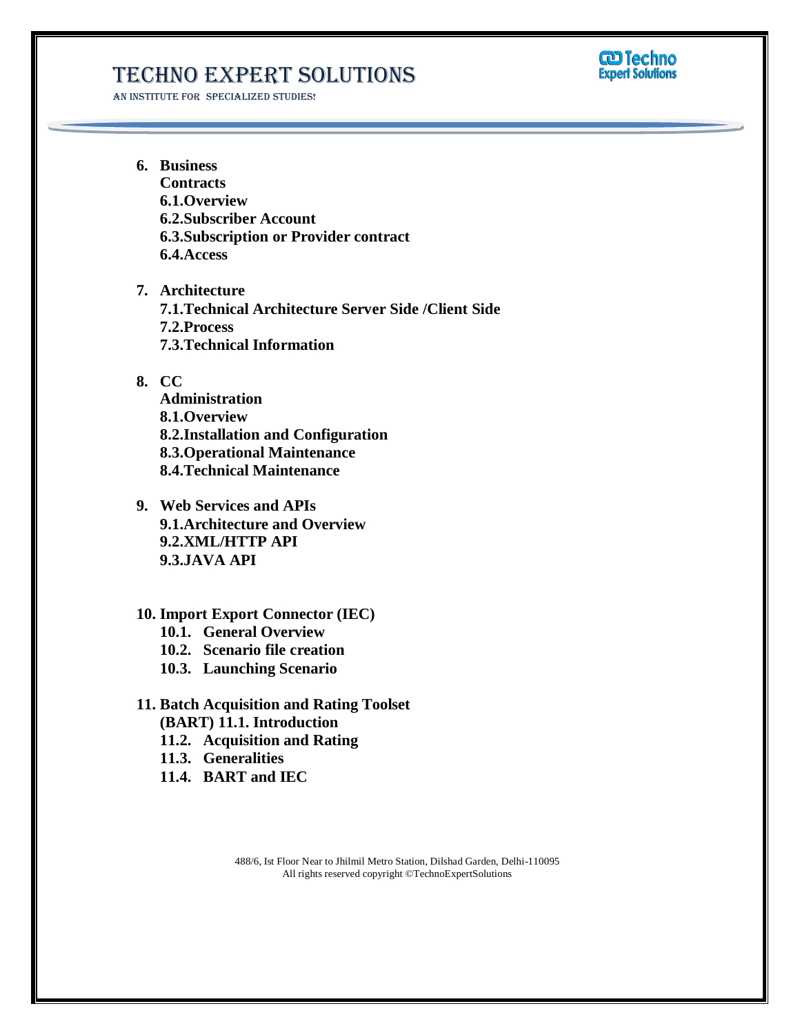6. **Business Contracts**
   - **6.1.Overview**
   - **6.2.Subscriber Account**
   - **6.3.Subscription or Provider contract**
   - **6.4.Access**

7. **Architecture**
   - **7.1.Technical Architecture Server Side /Client Side**
   - **7.2.Process**
   - **7.3.Technical Information**

8. **CC Administration**
   - **8.1.Overview**
   - **8.2.Installation and Configuration**
   - **8.3.Operational Maintenance**
   - **8.4.Technical Maintenance**

9. **Web Services and APIs**
   - **9.1.Architecture and Overview**
   - **9.2.XML/HTTP API**
   - **9.3.JAVA API**

10. **Import Export Connector (IEC)**
    - **10.1. General Overview**
    - **10.2. Scenario file creation**
    - **10.3. Launching Scenario**

11. **Batch Acquisition and Rating Toolset (BART)**
    - **11.1. Introduction**
    - **11.2. Acquisition and Rating**
    - **11.3. Generalities**
    - **11.4. BART and IEC**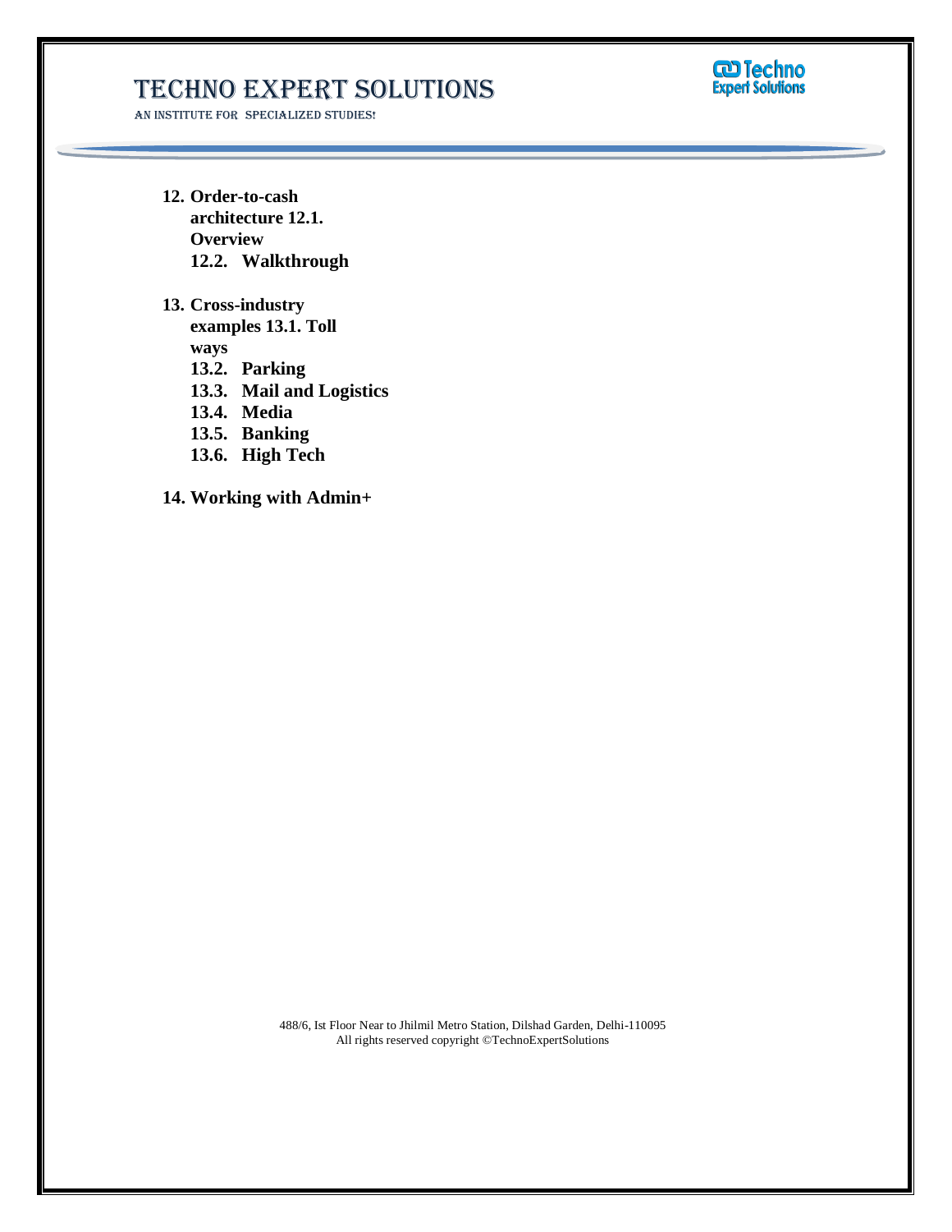**12. Order-to-cash architecture**

- **12.1. Overview**
- **12.2. Walkthrough**

**13. Cross-industry examples**

- **13.1. Toll ways**
- **13.2. Parking**
- **13.3. Mail and Logistics**
- **13.4. Media**
- **13.5. Banking**
- **13.6. High Tech**

**14. Working with Admin+**